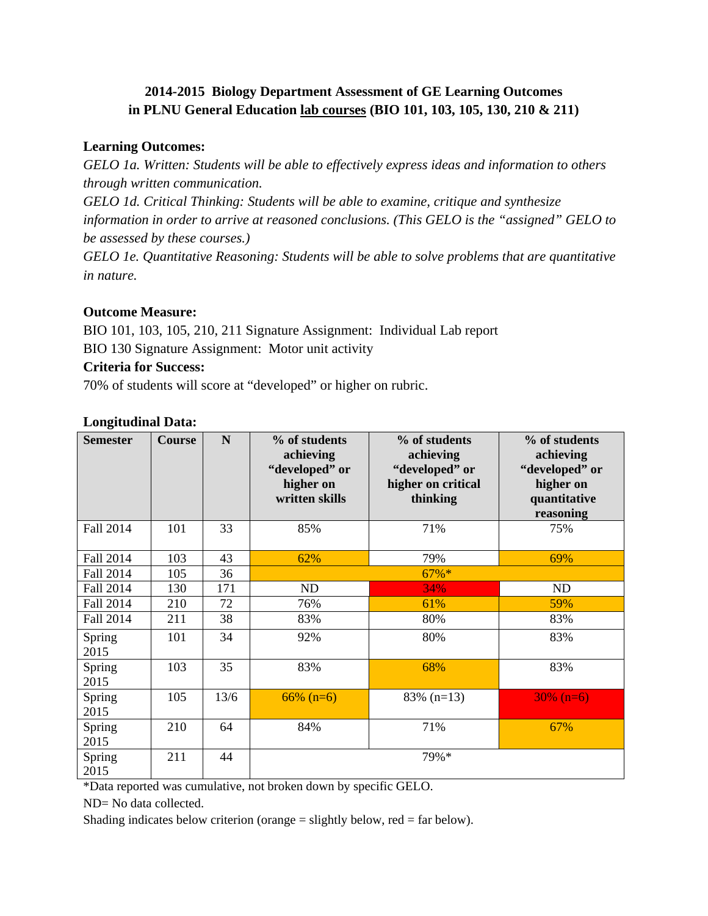# 2014-2015 Biology Department Assessment of GE Learning Outcomes in PLNU General Education lab courses (BIO 101, 103, 105, 130, 210 & 211)

**Learning Outcomes:**

*GELO 1a. Written: Students will be able to effectively express ideas and information to others through written communication.*

*GELO 1d. Critical Thinking: Students will be able to examine, critique and synthesize information in order to arrive at reasoned conclusions. (This GELO is the "assigned" GELO to be assessed by these courses.)*

*GELO 1e. Quantitative Reasoning: Students will be able to solve problems that are quantitative in nature.*

**Outcome Measure:**

BIO 101, 103, 105, 210, 211 Signature Assignment: Individual Lab report

BIO 130 Signature Assignment: Motor unit activity

**Criteria for Success:**

70% of students will score at "developed" or higher on rubric.

**Longitudinal Data:**

| Semester | Course | N | % of students achieving "developed" or higher on written skills | % of students achieving "developed" or higher on critical thinking | % of students achieving "developed" or higher on quantitative reasoning |
|---|---|---|---|---|---|
| Fall 2014 | 101 | 33 | 85% | 71% | 75% |
| Fall 2014 | 103 | 43 | 62% | 79% | 69% |
| Fall 2014 | 105 | 36 | 67%* | | |
| Fall 2014 | 130 | 171 | ND | 34% | ND |
| Fall 2014 | 210 | 72 | 76% | 61% | 59% |
| Fall 2014 | 211 | 38 | 83% | 80% | 83% |
| Spring 2015 | 101 | 34 | 92% | 80% | 83% |
| Spring 2015 | 103 | 35 | 83% | 68% | 83% |
| Spring 2015 | 105 | 13/6 | 66% (n=6) | 83% (n=13) | 30% (n=6) |
| Spring 2015 | 210 | 64 | 84% | 71% | 67% |
| Spring 2015 | 211 | 44 | 79%* | | |

*Data reported was cumulative, not broken down by specific GELO.

ND= No data collected.

Shading indicates below criterion (orange = slightly below, red = far below).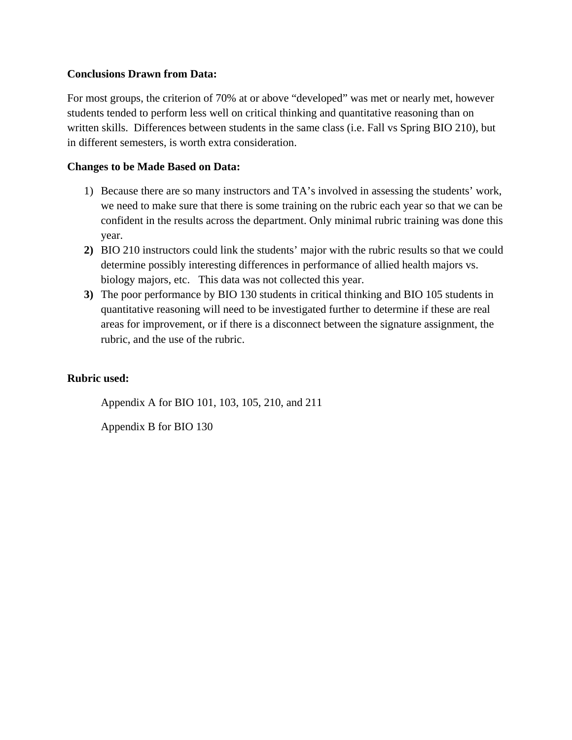**Conclusions Drawn from Data:**

For most groups, the criterion of 70% at or above "developed" was met or nearly met, however students tended to perform less well on critical thinking and quantitative reasoning than on written skills. Differences between students in the same class (i.e. Fall vs Spring BIO 210), but in different semesters, is worth extra consideration.

**Changes to be Made Based on Data:**

1) Because there are so many instructors and TA's involved in assessing the students' work, we need to make sure that there is some training on the rubric each year so that we can be confident in the results across the department. Only minimal rubric training was done this year.
2) BIO 210 instructors could link the students' major with the rubric results so that we could determine possibly interesting differences in performance of allied health majors vs. biology majors, etc. This data was not collected this year.
3) The poor performance by BIO 130 students in critical thinking and BIO 105 students in quantitative reasoning will need to be investigated further to determine if these are real areas for improvement, or if there is a disconnect between the signature assignment, the rubric, and the use of the rubric.

**Rubric used:**

Appendix A for BIO 101, 103, 105, 210, and 211

Appendix B for BIO 130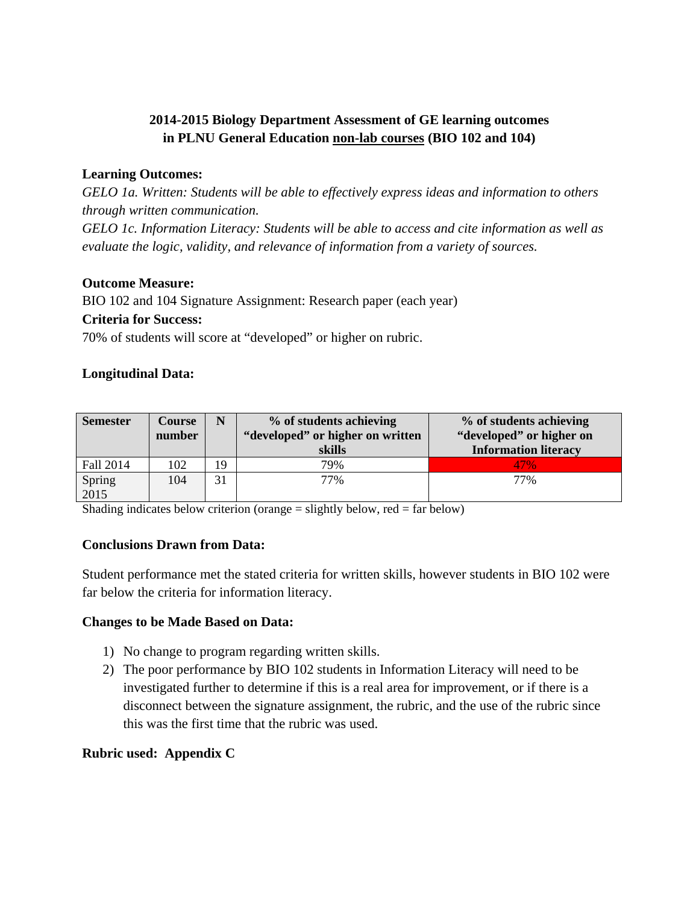## 2014-2015 Biology Department Assessment of GE learning outcomes in PLNU General Education non-lab courses (BIO 102 and 104)

**Learning Outcomes:**

*GELO 1a. Written: Students will be able to effectively express ideas and information to others through written communication.*

*GELO 1c. Information Literacy: Students will be able to access and cite information as well as evaluate the logic, validity, and relevance of information from a variety of sources.*

**Outcome Measure:**

BIO 102 and 104 Signature Assignment: Research paper (each year)

**Criteria for Success:**

70% of students will score at "developed" or higher on rubric.

**Longitudinal Data:**

| Semester | Course number | N | % of students achieving "developed" or higher on written skills | % of students achieving "developed" or higher on Information literacy |
|---|---|---|---|---|
| Fall 2014 | 102 | 19 | 79% | 47% |
| Spring 2015 | 104 | 31 | 77% | 77% |

Shading indicates below criterion (orange = slightly below, red = far below)

**Conclusions Drawn from Data:**

Student performance met the stated criteria for written skills, however students in BIO 102 were far below the criteria for information literacy.

**Changes to be Made Based on Data:**

1) No change to program regarding written skills.
2) The poor performance by BIO 102 students in Information Literacy will need to be investigated further to determine if this is a real area for improvement, or if there is a disconnect between the signature assignment, the rubric, and the use of the rubric since this was the first time that the rubric was used.

**Rubric used: Appendix C**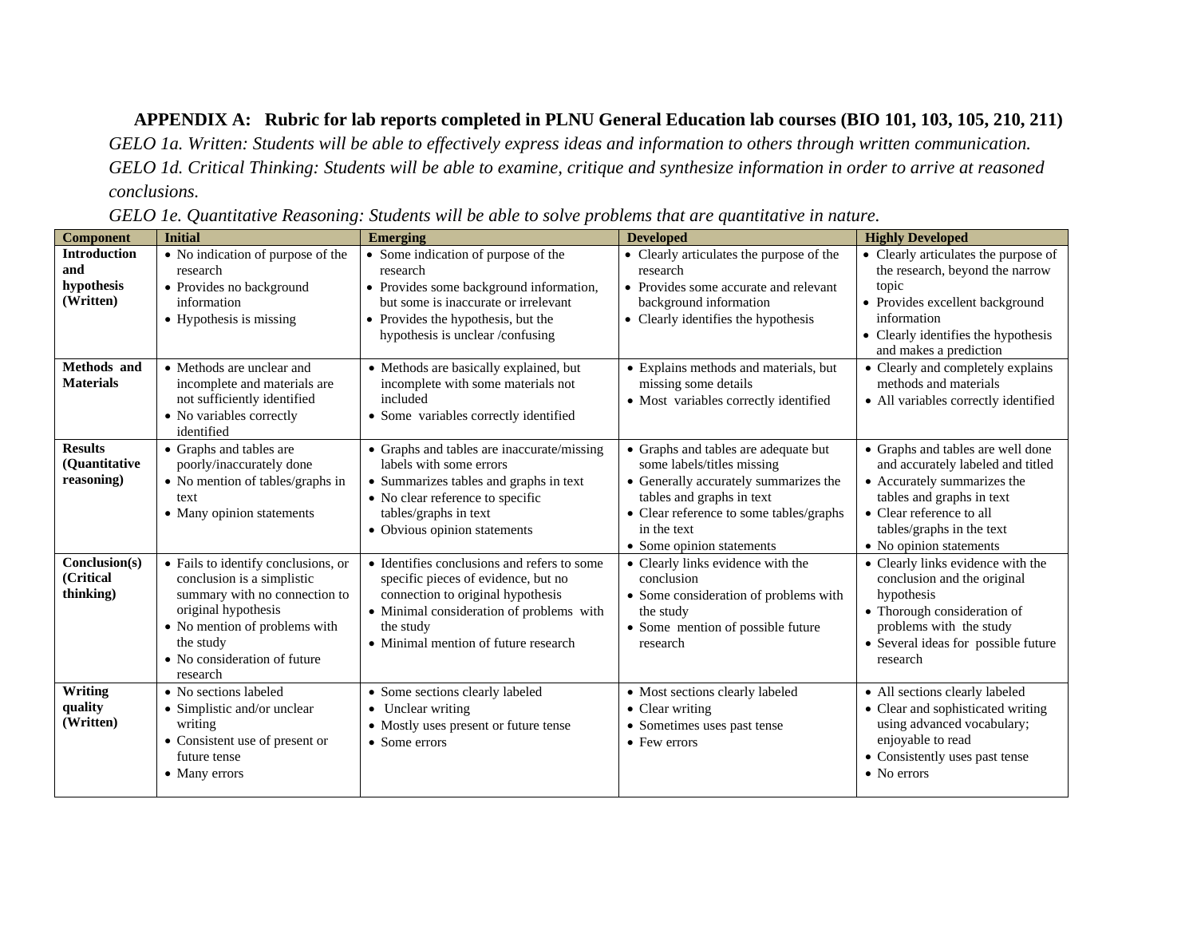## APPENDIX A: Rubric for lab reports completed in PLNU General Education lab courses (BIO 101, 103, 105, 210, 211)

*GELO 1a. Written: Students will be able to effectively express ideas and information to others through written communication.*

*GELO 1d. Critical Thinking: Students will be able to examine, critique and synthesize information in order to arrive at reasoned conclusions.*

*GELO 1e. Quantitative Reasoning: Students will be able to solve problems that are quantitative in nature.*

| Component | Initial | Emerging | Developed | Highly Developed |
|---|---|---|---|---|
| **Introduction and hypothesis (Written)** | • No indication of purpose of the research<br>• Provides no background information<br>• Hypothesis is missing | • Some indication of purpose of the research<br>• Provides some background information, but some is inaccurate or irrelevant<br>• Provides the hypothesis, but the hypothesis is unclear /confusing | • Clearly articulates the purpose of the research<br>• Provides some accurate and relevant background information<br>• Clearly identifies the hypothesis | • Clearly articulates the purpose of the research, beyond the narrow topic<br>• Provides excellent background information<br>• Clearly identifies the hypothesis and makes a prediction |
| **Methods and Materials** | • Methods are unclear and incomplete and materials are not sufficiently identified<br>• No variables correctly identified | • Methods are basically explained, but incomplete with some materials not included<br>• Some variables correctly identified | • Explains methods and materials, but missing some details<br>• Most variables correctly identified | • Clearly and completely explains methods and materials<br>• All variables correctly identified |
| **Results (Quantitative reasoning)** | • Graphs and tables are poorly/inaccurately done<br>• No mention of tables/graphs in text<br>• Many opinion statements | • Graphs and tables are inaccurate/missing labels with some errors<br>• Summarizes tables and graphs in text<br>• No clear reference to specific tables/graphs in text<br>• Obvious opinion statements | • Graphs and tables are adequate but some labels/titles missing<br>• Generally accurately summarizes the tables and graphs in text<br>• Clear reference to some tables/graphs in the text<br>• Some opinion statements | • Graphs and tables are well done and accurately labeled and titled<br>• Accurately summarizes the tables and graphs in text<br>• Clear reference to all tables/graphs in the text<br>• No opinion statements |
| **Conclusion(s) (Critical thinking)** | • Fails to identify conclusions, or conclusion is a simplistic summary with no connection to original hypothesis<br>• No mention of problems with the study<br>• No consideration of future research | • Identifies conclusions and refers to some specific pieces of evidence, but no connection to original hypothesis<br>• Minimal consideration of problems with the study<br>• Minimal mention of future research | • Clearly links evidence with the conclusion<br>• Some consideration of problems with the study<br>• Some mention of possible future research | • Clearly links evidence with the conclusion and the original hypothesis<br>• Thorough consideration of problems with the study<br>• Several ideas for possible future research |
| **Writing quality (Written)** | • No sections labeled<br>• Simplistic and/or unclear writing<br>• Consistent use of present or future tense<br>• Many errors | • Some sections clearly labeled<br>• Unclear writing<br>• Mostly uses present or future tense<br>• Some errors | • Most sections clearly labeled<br>• Clear writing<br>• Sometimes uses past tense<br>• Few errors | • All sections clearly labeled<br>• Clear and sophisticated writing using advanced vocabulary; enjoyable to read<br>• Consistently uses past tense<br>• No errors |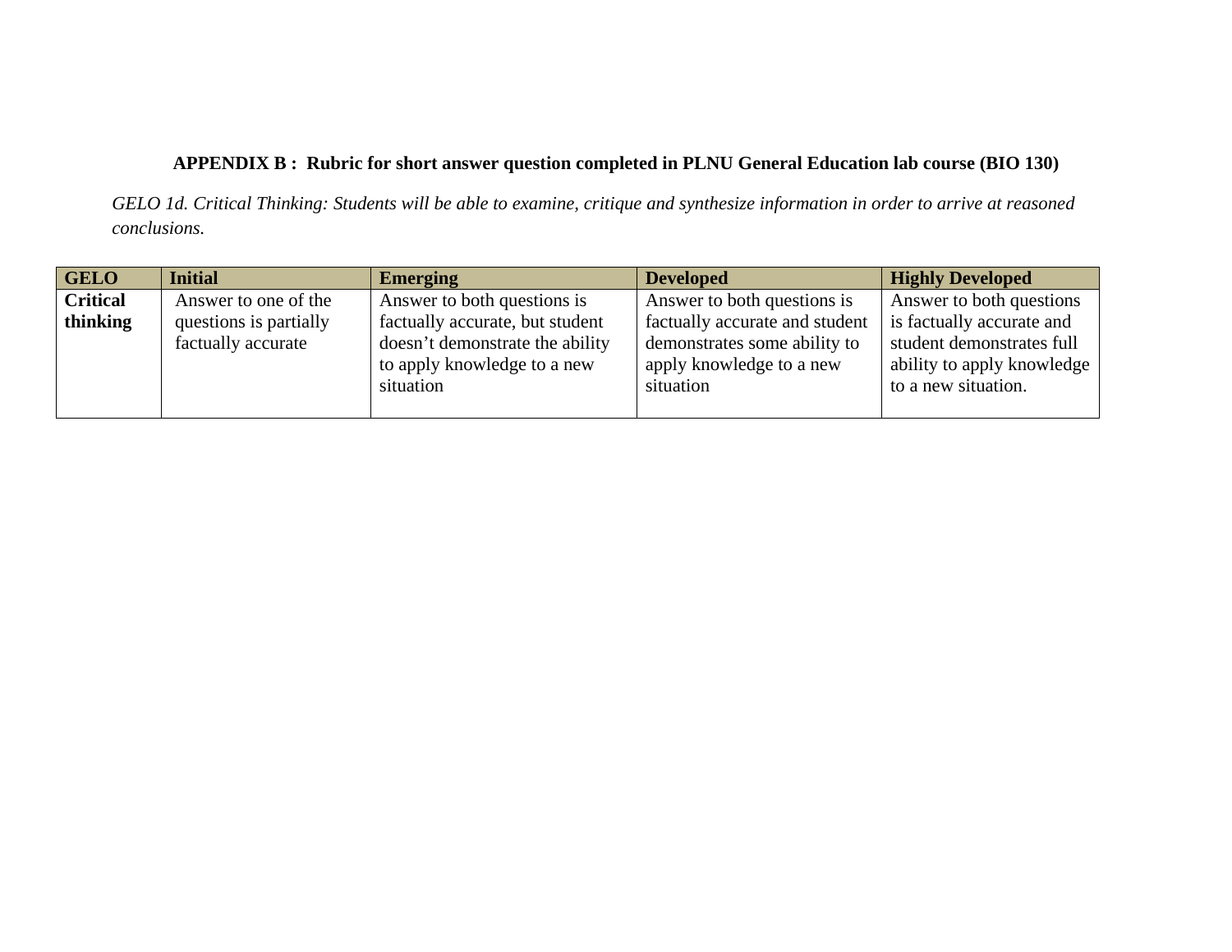**APPENDIX B : Rubric for short answer question completed in PLNU General Education lab course (BIO 130)**

*GELO 1d. Critical Thinking: Students will be able to examine, critique and synthesize information in order to arrive at reasoned conclusions.*

| GELO | Initial | Emerging | Developed | Highly Developed |
|---|---|---|---|---|
| **Critical thinking** | Answer to one of the questions is partially factually accurate | Answer to both questions is factually accurate, but student doesn't demonstrate the ability to apply knowledge to a new situation | Answer to both questions is factually accurate and student demonstrates some ability to apply knowledge to a new situation | Answer to both questions is factually accurate and student demonstrates full ability to apply knowledge to a new situation. |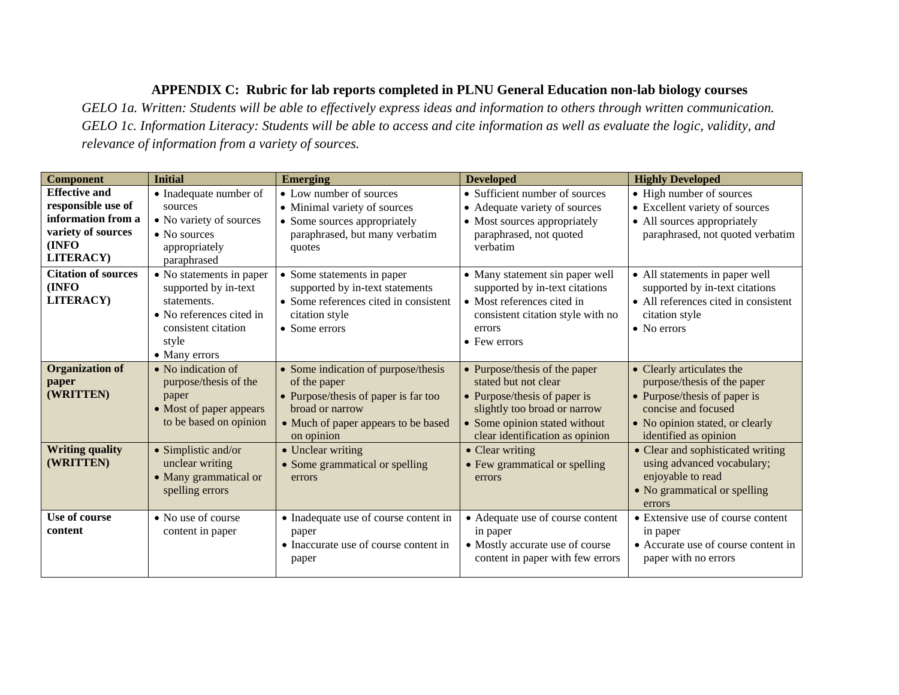## APPENDIX C: Rubric for lab reports completed in PLNU General Education non-lab biology courses

*GELO 1a. Written: Students will be able to effectively express ideas and information to others through written communication.*
*GELO 1c. Information Literacy: Students will be able to access and cite information as well as evaluate the logic, validity, and relevance of information from a variety of sources.*

| Component | Initial | Emerging | Developed | Highly Developed |
|---|---|---|---|---|
| **Effective and responsible use of information from a variety of sources (INFO LITERACY)** | • Inadequate number of sources<br>• No variety of sources<br>• No sources appropriately paraphrased | • Low number of sources<br>• Minimal variety of sources<br>• Some sources appropriately paraphrased, but many verbatim quotes | • Sufficient number of sources<br>• Adequate variety of sources<br>• Most sources appropriately paraphrased, not quoted verbatim | • High number of sources<br>• Excellent variety of sources<br>• All sources appropriately paraphrased, not quoted verbatim |
| **Citation of sources (INFO LITERACY)** | • No statements in paper supported by in-text statements.<br>• No references cited in consistent citation style<br>• Many errors | • Some statements in paper supported by in-text statements<br>• Some references cited in consistent citation style<br>• Some errors | • Many statement sin paper well supported by in-text citations<br>• Most references cited in consistent citation style with no errors<br>• Few errors | • All statements in paper well supported by in-text citations<br>• All references cited in consistent citation style<br>• No errors |
| **Organization of paper (WRITTEN)** | • No indication of purpose/thesis of the paper<br>• Most of paper appears to be based on opinion | • Some indication of purpose/thesis of the paper<br>• Purpose/thesis of paper is far too broad or narrow<br>• Much of paper appears to be based on opinion | • Purpose/thesis of the paper stated but not clear<br>• Purpose/thesis of paper is slightly too broad or narrow<br>• Some opinion stated without clear identification as opinion | • Clearly articulates the purpose/thesis of the paper<br>• Purpose/thesis of paper is concise and focused<br>• No opinion stated, or clearly identified as opinion |
| **Writing quality (WRITTEN)** | • Simplistic and/or unclear writing<br>• Many grammatical or spelling errors | • Unclear writing<br>• Some grammatical or spelling errors | • Clear writing<br>• Few grammatical or spelling errors | • Clear and sophisticated writing using advanced vocabulary; enjoyable to read<br>• No grammatical or spelling errors |
| **Use of course content** | • No use of course content in paper | • Inadequate use of course content in paper<br>• Inaccurate use of course content in paper | • Adequate use of course content in paper<br>• Mostly accurate use of course content in paper with few errors | • Extensive use of course content in paper<br>• Accurate use of course content in paper with no errors |